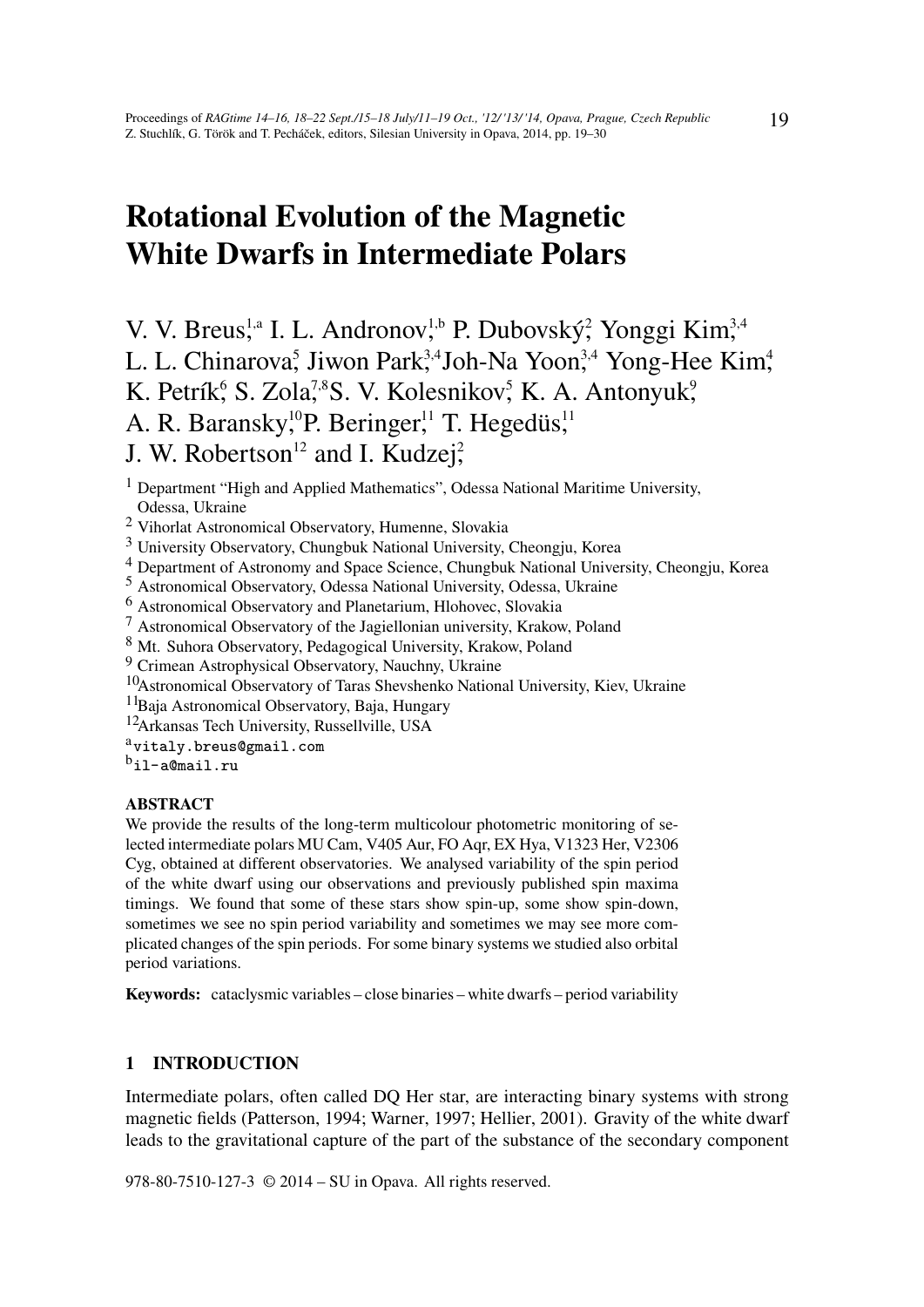# Rotational Evolution of the Magnetic White Dwarfs in Intermediate Polars

V. V. Breus,[1,a] I. L. Andronov,[1,b] P. Dubovský,[2] Yonggi Kim,[3,4] L. L. Chinarova,[5] Jiwon Park,[3,4] Joh-Na Yoon,[3,4] Yong-Hee Kim,[4] K. Petrík,[6] S. Zola,[7,8] S. V. Kolesnikov,[5] K. A. Antonyuk,[9] A. R. Baransky,[10] P. Beringer,[11] T. Hegedüs,[11] J. W. Robertson[12] and I. Kudzej,[2]

[1] Department "High and Applied Mathematics", Odessa National Maritime University, Odessa, Ukraine
[2] Vihorlat Astronomical Observatory, Humenne, Slovakia
[3] University Observatory, Chungbuk National University, Cheongju, Korea
[4] Department of Astronomy and Space Science, Chungbuk National University, Cheongju, Korea
[5] Astronomical Observatory, Odessa National University, Odessa, Ukraine
[6] Astronomical Observatory and Planetarium, Hlohovec, Slovakia
[7] Astronomical Observatory of the Jagiellonian university, Krakow, Poland
[8] Mt. Suhora Observatory, Pedagogical University, Krakow, Poland
[9] Crimean Astrophysical Observatory, Nauchny, Ukraine
[10] Astronomical Observatory of Taras Shevshenko National University, Kiev, Ukraine
[11] Baja Astronomical Observatory, Baja, Hungary
[12] Arkansas Tech University, Russellville, USA
[a] vitaly.breus@gmail.com
[b] il-a@mail.ru

**ABSTRACT**

We provide the results of the long-term multicolour photometric monitoring of selected intermediate polars MU Cam, V405 Aur, FO Aqr, EX Hya, V1323 Her, V2306 Cyg, obtained at different observatories. We analysed variability of the spin period of the white dwarf using our observations and previously published spin maxima timings. We found that some of these stars show spin-up, some show spin-down, sometimes we see no spin period variability and sometimes we may see more complicated changes of the spin periods. For some binary systems we studied also orbital period variations.

**Keywords:** cataclysmic variables – close binaries – white dwarfs – period variability

## 1 INTRODUCTION

Intermediate polars, often called DQ Her star, are interacting binary systems with strong magnetic fields (Patterson, 1994; Warner, 1997; Hellier, 2001). Gravity of the white dwarf leads to the gravitational capture of the part of the substance of the secondary component

978-80-7510-127-3 © 2014 – SU in Opava. All rights reserved.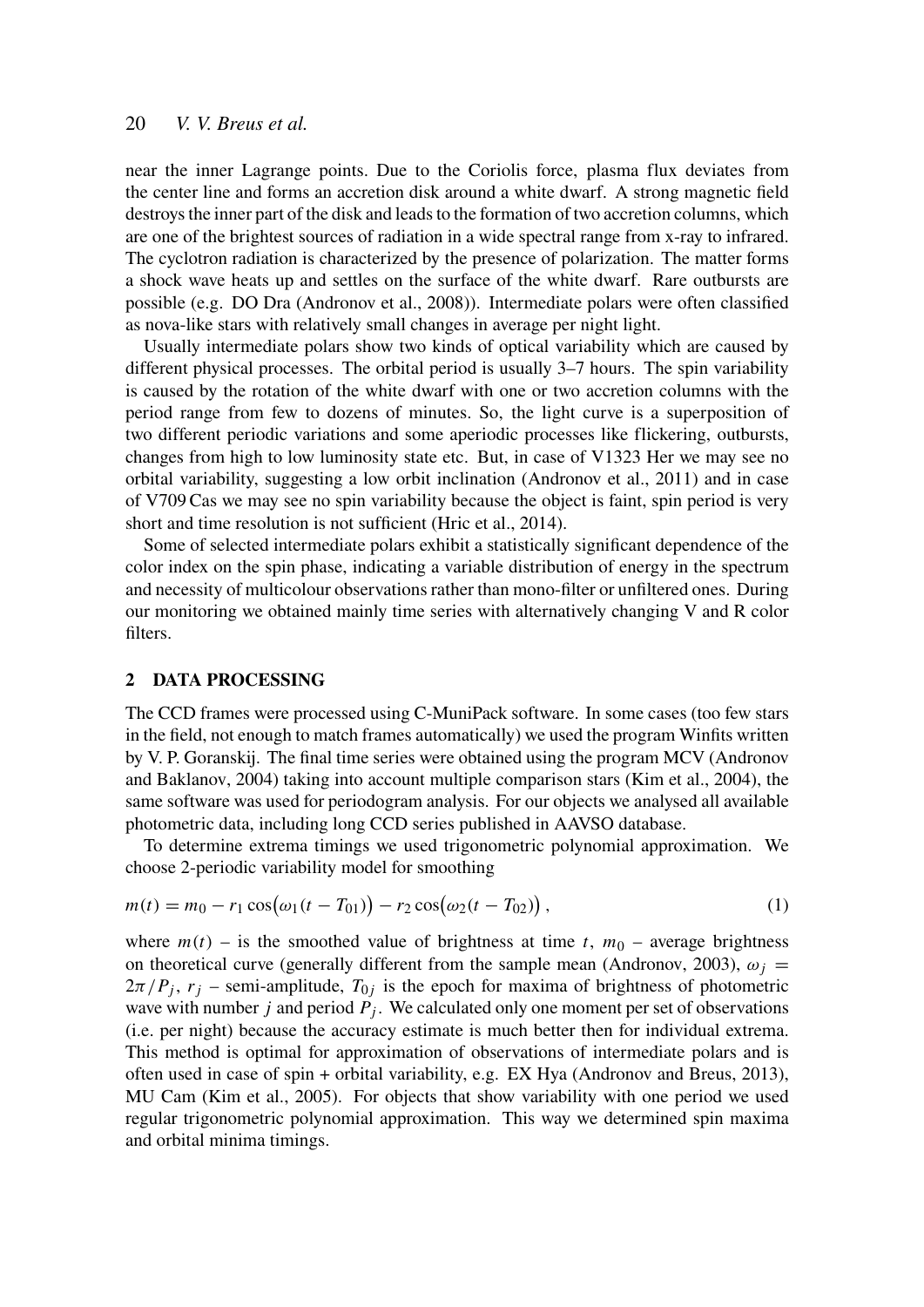near the inner Lagrange points. Due to the Coriolis force, plasma flux deviates from the center line and forms an accretion disk around a white dwarf. A strong magnetic field destroys the inner part of the disk and leads to the formation of two accretion columns, which are one of the brightest sources of radiation in a wide spectral range from x-ray to infrared. The cyclotron radiation is characterized by the presence of polarization. The matter forms a shock wave heats up and settles on the surface of the white dwarf. Rare outbursts are possible (e.g. DO Dra (Andronov et al., 2008)). Intermediate polars were often classified as nova-like stars with relatively small changes in average per night light.

Usually intermediate polars show two kinds of optical variability which are caused by different physical processes. The orbital period is usually 3–7 hours. The spin variability is caused by the rotation of the white dwarf with one or two accretion columns with the period range from few to dozens of minutes. So, the light curve is a superposition of two different periodic variations and some aperiodic processes like flickering, outbursts, changes from high to low luminosity state etc. But, in case of V1323 Her we may see no orbital variability, suggesting a low orbit inclination (Andronov et al., 2011) and in case of V709 Cas we may see no spin variability because the object is faint, spin period is very short and time resolution is not sufficient (Hric et al., 2014).

Some of selected intermediate polars exhibit a statistically significant dependence of the color index on the spin phase, indicating a variable distribution of energy in the spectrum and necessity of multicolour observations rather than mono-filter or unfiltered ones. During our monitoring we obtained mainly time series with alternatively changing V and R color filters.

## 2 DATA PROCESSING

The CCD frames were processed using C-MuniPack software. In some cases (too few stars in the field, not enough to match frames automatically) we used the program Winfits written by V. P. Goranskij. The final time series were obtained using the program MCV (Andronov and Baklanov, 2004) taking into account multiple comparison stars (Kim et al., 2004), the same software was used for periodogram analysis. For our objects we analysed all available photometric data, including long CCD series published in AAVSO database.

To determine extrema timings we used trigonometric polynomial approximation. We choose 2-periodic variability model for smoothing

$$m(t) = m_0 - r_1 \cos\big(\omega_1(t - T_{01})\big) - r_2 \cos\big(\omega_2(t - T_{02})\big)\,, \tag{1}$$

where $m(t)$ – is the smoothed value of brightness at time $t$, $m_0$ – average brightness on theoretical curve (generally different from the sample mean (Andronov, 2003), $\omega_j = 2\pi/P_j$, $r_j$ – semi-amplitude, $T_{0j}$ is the epoch for maxima of brightness of photometric wave with number $j$ and period $P_j$. We calculated only one moment per set of observations (i.e. per night) because the accuracy estimate is much better then for individual extrema. This method is optimal for approximation of observations of intermediate polars and is often used in case of spin + orbital variability, e.g. EX Hya (Andronov and Breus, 2013), MU Cam (Kim et al., 2005). For objects that show variability with one period we used regular trigonometric polynomial approximation. This way we determined spin maxima and orbital minima timings.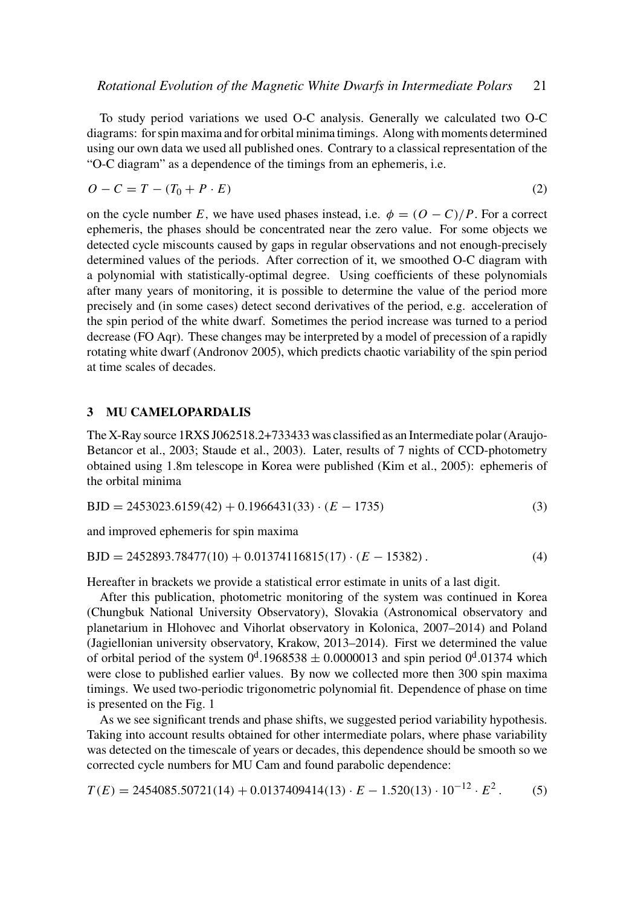To study period variations we used O-C analysis. Generally we calculated two O-C diagrams: for spin maxima and for orbital minima timings. Along with moments determined using our own data we used all published ones. Contrary to a classical representation of the "O-C diagram" as a dependence of the timings from an ephemeris, i.e.

$$O - C = T - (T_0 + P \cdot E) \tag{2}$$

on the cycle number $E$, we have used phases instead, i.e. $\phi = (O - C)/P$. For a correct ephemeris, the phases should be concentrated near the zero value. For some objects we detected cycle miscounts caused by gaps in regular observations and not enough-precisely determined values of the periods. After correction of it, we smoothed O-C diagram with a polynomial with statistically-optimal degree. Using coefficients of these polynomials after many years of monitoring, it is possible to determine the value of the period more precisely and (in some cases) detect second derivatives of the period, e.g. acceleration of the spin period of the white dwarf. Sometimes the period increase was turned to a period decrease (FO Aqr). These changes may be interpreted by a model of precession of a rapidly rotating white dwarf (Andronov 2005), which predicts chaotic variability of the spin period at time scales of decades.

## 3 MU CAMELOPARDALIS

The X-Ray source 1RXS J062518.2+733433 was classified as an Intermediate polar (Araujo-Betancor et al., 2003; Staude et al., 2003). Later, results of 7 nights of CCD-photometry obtained using 1.8m telescope in Korea were published (Kim et al., 2005): ephemeris of the orbital minima

$$\mathrm{BJD} = 2453023.6159(42) + 0.1966431(33) \cdot (E - 1735) \tag{3}$$

and improved ephemeris for spin maxima

$$\mathrm{BJD} = 2452893.78477(10) + 0.01374116815(17) \cdot (E - 15382)\,. \tag{4}$$

Hereafter in brackets we provide a statistical error estimate in units of a last digit.

After this publication, photometric monitoring of the system was continued in Korea (Chungbuk National University Observatory), Slovakia (Astronomical observatory and planetarium in Hlohovec and Vihorlat observatory in Kolonica, 2007–2014) and Poland (Jagiellonian university observatory, Krakow, 2013–2014). First we determined the value of orbital period of the system $0^{\mathrm{d}}.1968538 \pm 0.0000013$ and spin period $0^{\mathrm{d}}.01374$ which were close to published earlier values. By now we collected more then 300 spin maxima timings. We used two-periodic trigonometric polynomial fit. Dependence of phase on time is presented on the Fig. 1

As we see significant trends and phase shifts, we suggested period variability hypothesis. Taking into account results obtained for other intermediate polars, where phase variability was detected on the timescale of years or decades, this dependence should be smooth so we corrected cycle numbers for MU Cam and found parabolic dependence:

$$T(E) = 2454085.50721(14) + 0.0137409414(13) \cdot E - 1.520(13) \cdot 10^{-12} \cdot E^2\,. \tag{5}$$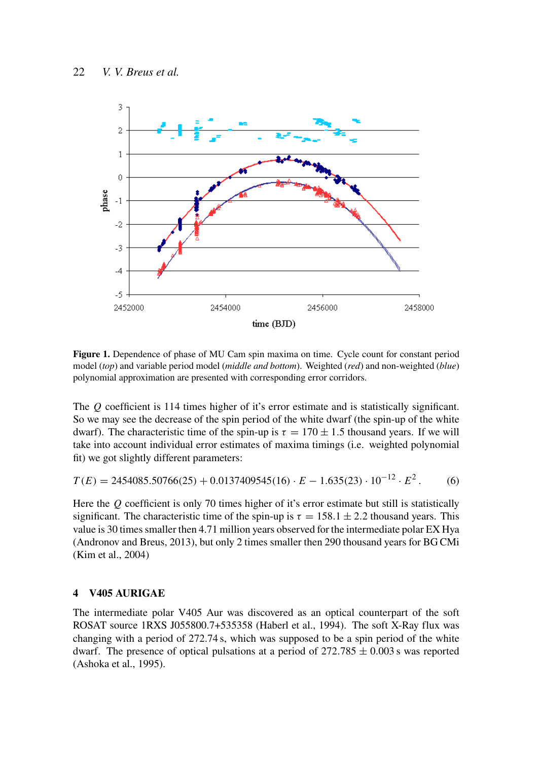**Figure 1.** Dependence of phase of MU Cam spin maxima on time. Cycle count for constant period model (*top*) and variable period model (*middle and bottom*). Weighted (*red*) and non-weighted (*blue*) polynomial approximation are presented with corresponding error corridors.

The $Q$ coefficient is 114 times higher of it's error estimate and is statistically significant. So we may see the decrease of the spin period of the white dwarf (the spin-up of the white dwarf). The characteristic time of the spin-up is $\tau = 170 \pm 1.5$ thousand years. If we will take into account individual error estimates of maxima timings (i.e. weighted polynomial fit) we got slightly different parameters:

$$T(E) = 2454085.50766(25) + 0.0137409545(16) \cdot E - 1.635(23) \cdot 10^{-12} \cdot E^2 . \tag{6}$$

Here the $Q$ coefficient is only 70 times higher of it's error estimate but still is statistically significant. The characteristic time of the spin-up is $\tau = 158.1 \pm 2.2$ thousand years. This value is 30 times smaller then 4.71 million years observed for the intermediate polar EX Hya (Andronov and Breus, 2013), but only 2 times smaller then 290 thousand years for BG CMi (Kim et al., 2004)

## 4 V405 AURIGAE

The intermediate polar V405 Aur was discovered as an optical counterpart of the soft ROSAT source 1RXS J055800.7+535358 (Haberl et al., 1994). The soft X-Ray flux was changing with a period of 272.74 s, which was supposed to be a spin period of the white dwarf. The presence of optical pulsations at a period of $272.785 \pm 0.003$ s was reported (Ashoka et al., 1995).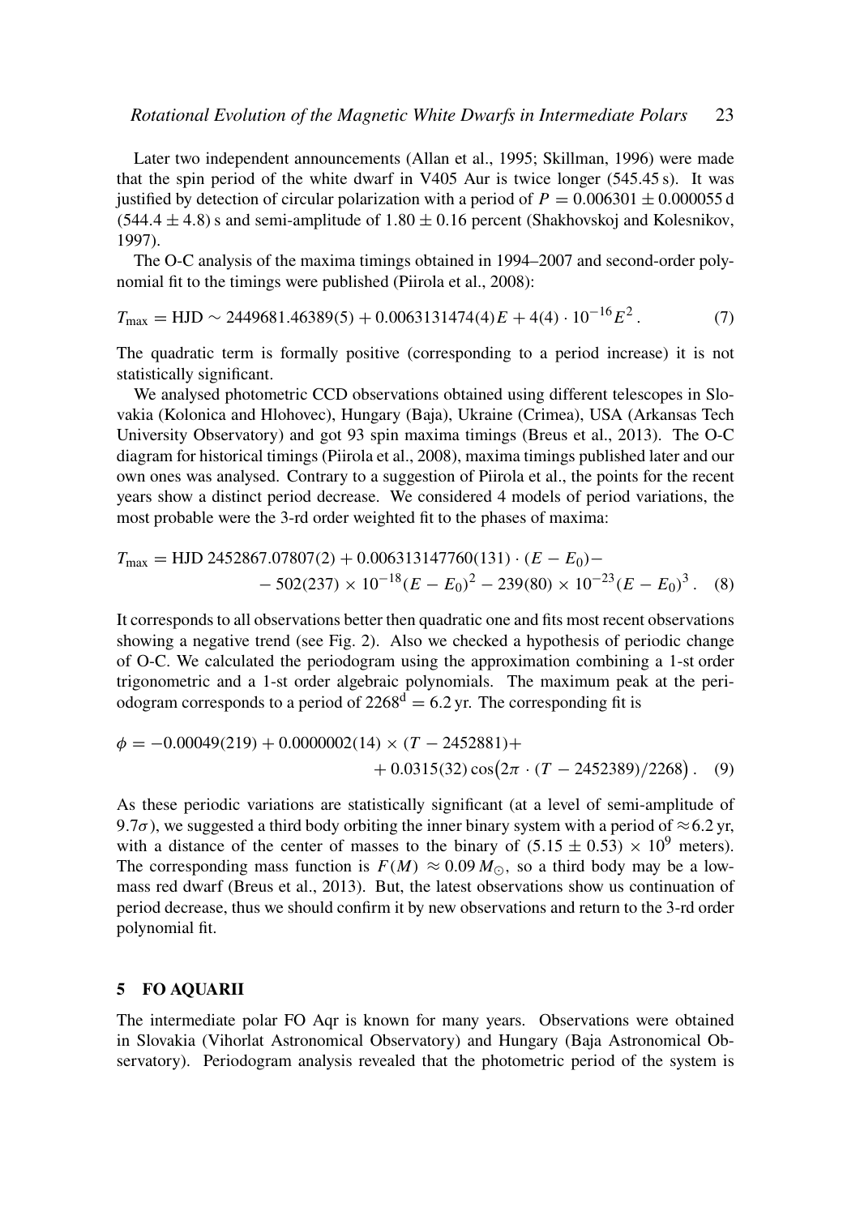Later two independent announcements (Allan et al., 1995; Skillman, 1996) were made that the spin period of the white dwarf in V405 Aur is twice longer (545.45 s). It was justified by detection of circular polarization with a period of $P = 0.006301 \pm 0.000055$ d $(544.4 \pm 4.8)$ s and semi-amplitude of $1.80 \pm 0.16$ percent (Shakhovskoj and Kolesnikov, 1997).

The O-C analysis of the maxima timings obtained in 1994–2007 and second-order polynomial fit to the timings were published (Piirola et al., 2008):

$$T_{\max} = \text{HJD} \sim 2449681.46389(5) + 0.0063131474(4)E + 4(4) \cdot 10^{-16} E^2 \,. \quad (7)$$

The quadratic term is formally positive (corresponding to a period increase) it is not statistically significant.

We analysed photometric CCD observations obtained using different telescopes in Slovakia (Kolonica and Hlohovec), Hungary (Baja), Ukraine (Crimea), USA (Arkansas Tech University Observatory) and got 93 spin maxima timings (Breus et al., 2013). The O-C diagram for historical timings (Piirola et al., 2008), maxima timings published later and our own ones was analysed. Contrary to a suggestion of Piirola et al., the points for the recent years show a distinct period decrease. We considered 4 models of period variations, the most probable were the 3-rd order weighted fit to the phases of maxima:

$$\begin{aligned} T_{\max} = \text{HJD } 2452867.07807(2) + 0.006313147760(131) \cdot (E - E_0) - \\ - 502(237) \times 10^{-18} (E - E_0)^2 - 239(80) \times 10^{-23} (E - E_0)^3 \,. \quad (8) \end{aligned}$$

It corresponds to all observations better then quadratic one and fits most recent observations showing a negative trend (see Fig. 2). Also we checked a hypothesis of periodic change of O-C. We calculated the periodogram using the approximation combining a 1-st order trigonometric and a 1-st order algebraic polynomials. The maximum peak at the periodogram corresponds to a period of $2268^{\text{d}} = 6.2$ yr. The corresponding fit is

$$\begin{aligned} \phi = -0.00049(219) + 0.0000002(14) \times (T - 2452881) + \\ + 0.0315(32) \cos\bigl(2\pi \cdot (T - 2452389)/2268\bigr) \,. \quad (9) \end{aligned}$$

As these periodic variations are statistically significant (at a level of semi-amplitude of $9.7\sigma$), we suggested a third body orbiting the inner binary system with a period of $\approx 6.2$ yr, with a distance of the center of masses to the binary of $(5.15 \pm 0.53) \times 10^9$ meters). The corresponding mass function is $F(M) \approx 0.09\, M_\odot$, so a third body may be a low-mass red dwarf (Breus et al., 2013). But, the latest observations show us continuation of period decrease, thus we should confirm it by new observations and return to the 3-rd order polynomial fit.

## 5 FO AQUARII

The intermediate polar FO Aqr is known for many years. Observations were obtained in Slovakia (Vihorlat Astronomical Observatory) and Hungary (Baja Astronomical Observatory). Periodogram analysis revealed that the photometric period of the system is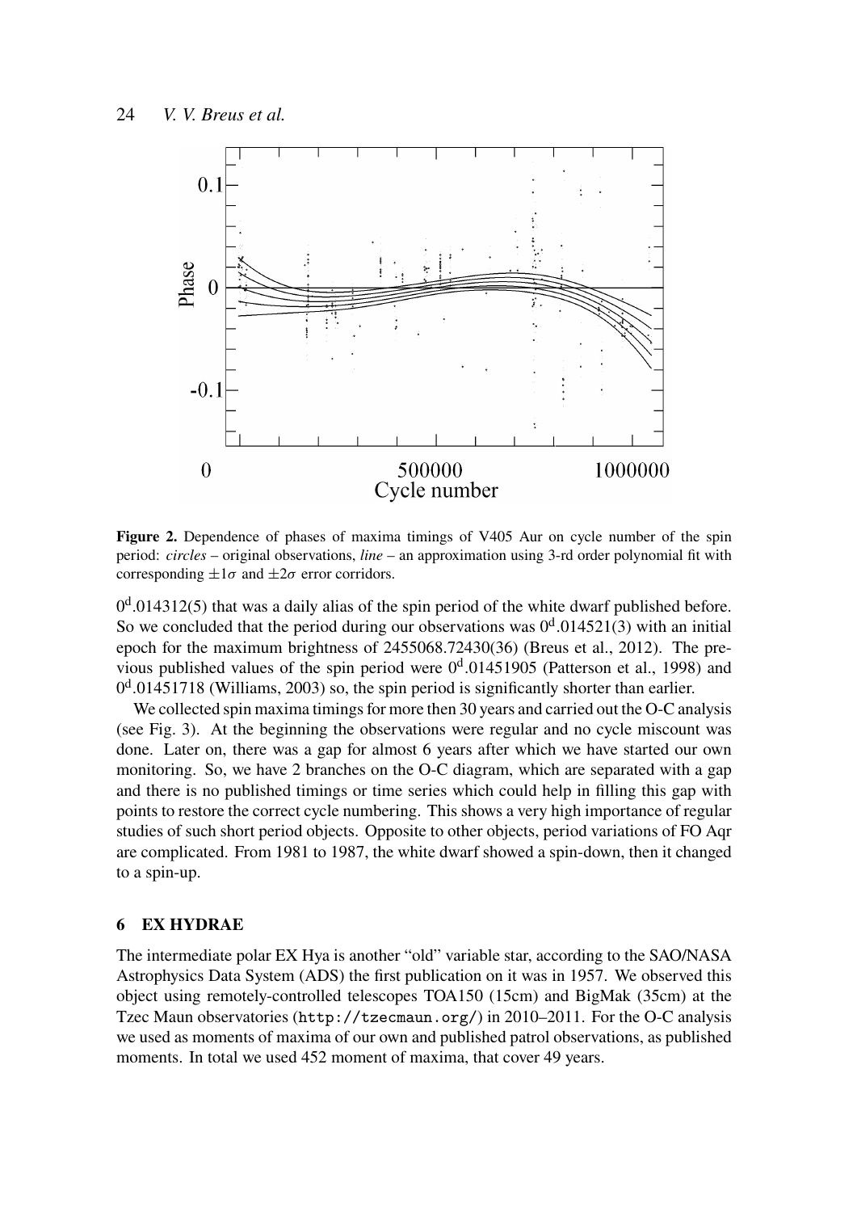**Figure 2.** Dependence of phases of maxima timings of V405 Aur on cycle number of the spin period: *circles* – original observations, *line* – an approximation using 3-rd order polynomial fit with corresponding $\pm 1\sigma$ and $\pm 2\sigma$ error corridors.

$0^d.014312(5)$ that was a daily alias of the spin period of the white dwarf published before. So we concluded that the period during our observations was $0^d.014521(3)$ with an initial epoch for the maximum brightness of 2455068.72430(36) (Breus et al., 2012). The previous published values of the spin period were $0^d.01451905$ (Patterson et al., 1998) and $0^d.01451718$ (Williams, 2003) so, the spin period is significantly shorter than earlier.

We collected spin maxima timings for more then 30 years and carried out the O-C analysis (see Fig. 3). At the beginning the observations were regular and no cycle miscount was done. Later on, there was a gap for almost 6 years after which we have started our own monitoring. So, we have 2 branches on the O-C diagram, which are separated with a gap and there is no published timings or time series which could help in filling this gap with points to restore the correct cycle numbering. This shows a very high importance of regular studies of such short period objects. Opposite to other objects, period variations of FO Aqr are complicated. From 1981 to 1987, the white dwarf showed a spin-down, then it changed to a spin-up.

## 6 EX HYDRAE

The intermediate polar EX Hya is another "old" variable star, according to the SAO/NASA Astrophysics Data System (ADS) the first publication on it was in 1957. We observed this object using remotely-controlled telescopes TOA150 (15cm) and BigMak (35cm) at the Tzec Maun observatories (`http://tzecmaun.org/`) in 2010–2011. For the O-C analysis we used as moments of maxima of our own and published patrol observations, as published moments. In total we used 452 moment of maxima, that cover 49 years.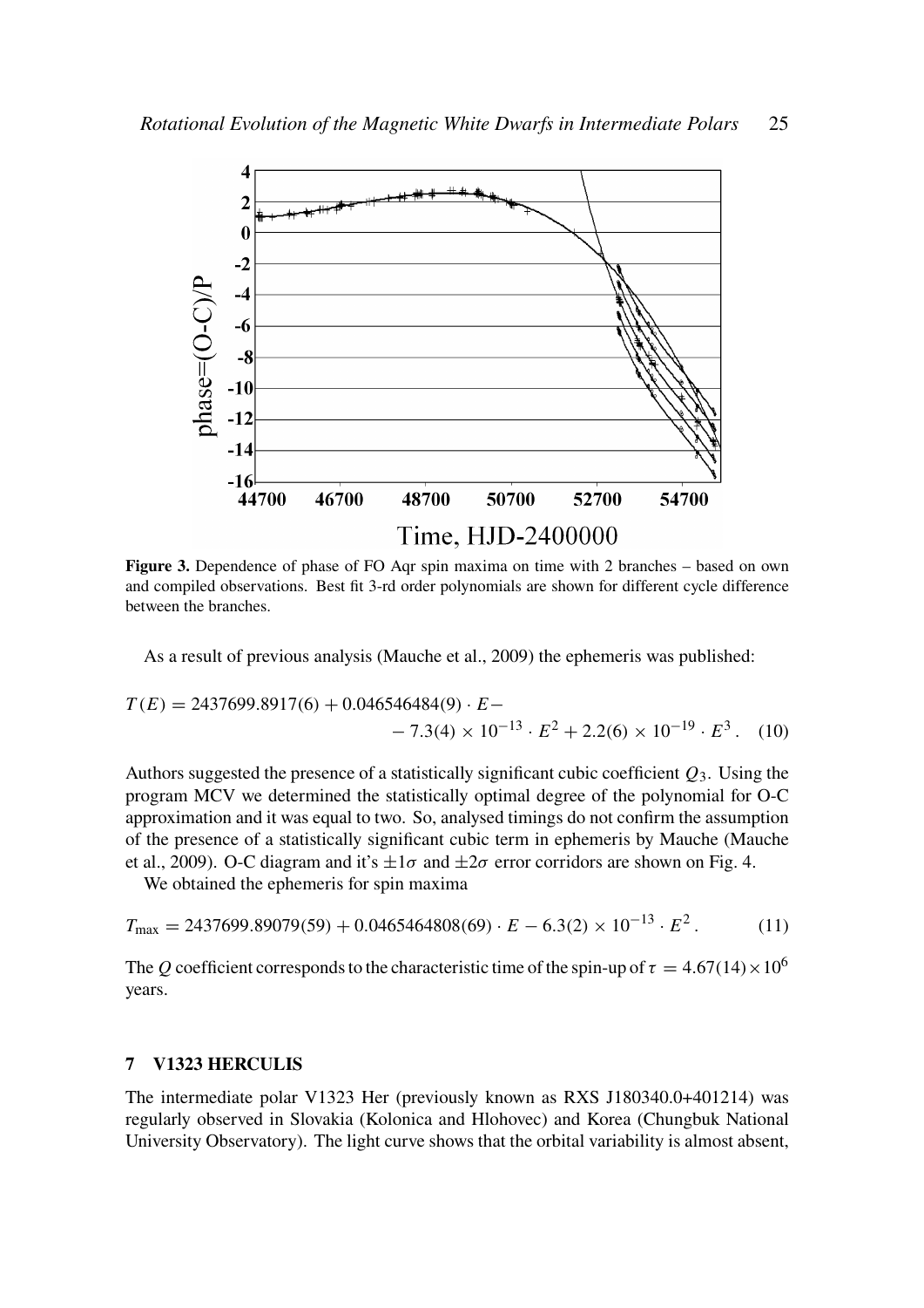**Figure 3.** Dependence of phase of FO Aqr spin maxima on time with 2 branches – based on own and compiled observations. Best fit 3-rd order polynomials are shown for different cycle difference between the branches.

As a result of previous analysis (Mauche et al., 2009) the ephemeris was published:

$$T(E) = 2437699.8917(6) + 0.046546484(9) \cdot E - \\ - 7.3(4) \times 10^{-13} \cdot E^2 + 2.2(6) \times 10^{-19} \cdot E^3 \,. \quad (10)$$

Authors suggested the presence of a statistically significant cubic coefficient $Q_3$. Using the program MCV we determined the statistically optimal degree of the polynomial for O-C approximation and it was equal to two. So, analysed timings do not confirm the assumption of the presence of a statistically significant cubic term in ephemeris by Mauche (Mauche et al., 2009). O-C diagram and it's $\pm 1\sigma$ and $\pm 2\sigma$ error corridors are shown on Fig. 4.

We obtained the ephemeris for spin maxima

$$T_{\max} = 2437699.89079(59) + 0.0465464808(69) \cdot E - 6.3(2) \times 10^{-13} \cdot E^2 \,. \quad (11)$$

The $Q$ coefficient corresponds to the characteristic time of the spin-up of $\tau = 4.67(14) \times 10^6$ years.

## 7 V1323 HERCULIS

The intermediate polar V1323 Her (previously known as RXS J180340.0+401214) was regularly observed in Slovakia (Kolonica and Hlohovec) and Korea (Chungbuk National University Observatory). The light curve shows that the orbital variability is almost absent,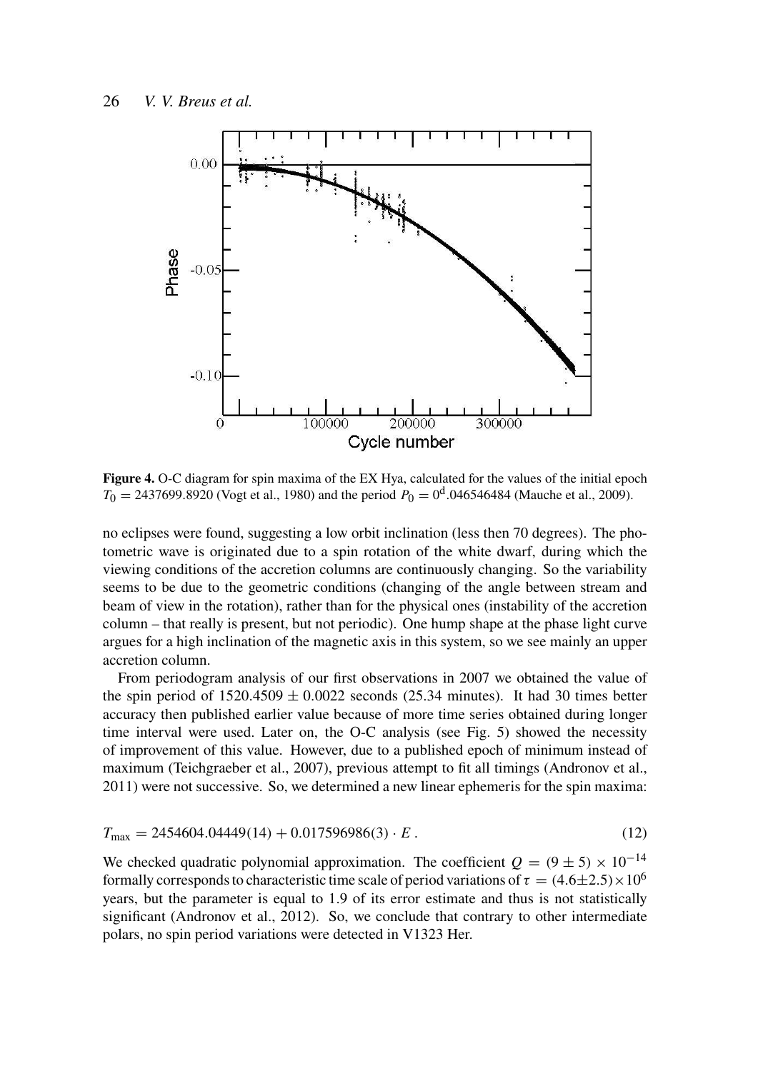**Figure 4.** O-C diagram for spin maxima of the EX Hya, calculated for the values of the initial epoch $T_0 = 2437699.8920$ (Vogt et al., 1980) and the period $P_0 = 0^{\rm d}.046546484$ (Mauche et al., 2009).

no eclipses were found, suggesting a low orbit inclination (less then 70 degrees). The photometric wave is originated due to a spin rotation of the white dwarf, during which the viewing conditions of the accretion columns are continuously changing. So the variability seems to be due to the geometric conditions (changing of the angle between stream and beam of view in the rotation), rather than for the physical ones (instability of the accretion column – that really is present, but not periodic). One hump shape at the phase light curve argues for a high inclination of the magnetic axis in this system, so we see mainly an upper accretion column.

From periodogram analysis of our first observations in 2007 we obtained the value of the spin period of $1520.4509 \pm 0.0022$ seconds (25.34 minutes). It had 30 times better accuracy then published earlier value because of more time series obtained during longer time interval were used. Later on, the O-C analysis (see Fig. 5) showed the necessity of improvement of this value. However, due to a published epoch of minimum instead of maximum (Teichgraeber et al., 2007), previous attempt to fit all timings (Andronov et al., 2011) were not successive. So, we determined a new linear ephemeris for the spin maxima:

$$T_{\max} = 2454604.04449(14) + 0.017596986(3) \cdot E\,. \tag{12}$$

We checked quadratic polynomial approximation. The coefficient $Q = (9 \pm 5) \times 10^{-14}$ formally corresponds to characteristic time scale of period variations of $\tau = (4.6 \pm 2.5) \times 10^{6}$ years, but the parameter is equal to 1.9 of its error estimate and thus is not statistically significant (Andronov et al., 2012). So, we conclude that contrary to other intermediate polars, no spin period variations were detected in V1323 Her.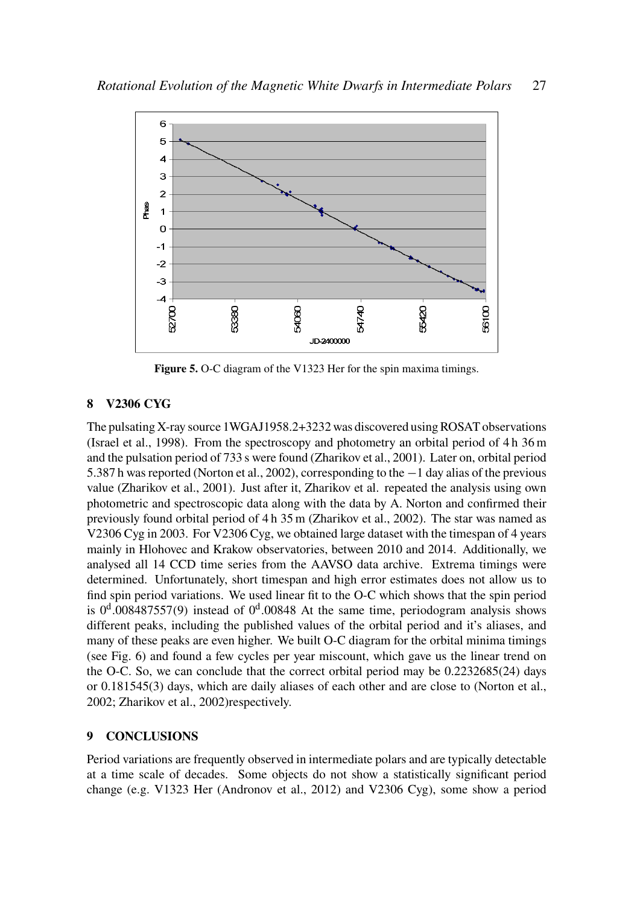**Figure 5.** O-C diagram of the V1323 Her for the spin maxima timings.

## 8 V2306 CYG

The pulsating X-ray source 1WGAJ1958.2+3232 was discovered using ROSAT observations (Israel et al., 1998). From the spectroscopy and photometry an orbital period of 4 h 36 m and the pulsation period of 733 s were found (Zharikov et al., 2001). Later on, orbital period 5.387 h was reported (Norton et al., 2002), corresponding to the −1 day alias of the previous value (Zharikov et al., 2001). Just after it, Zharikov et al. repeated the analysis using own photometric and spectroscopic data along with the data by A. Norton and confirmed their previously found orbital period of 4 h 35 m (Zharikov et al., 2002). The star was named as V2306 Cyg in 2003. For V2306 Cyg, we obtained large dataset with the timespan of 4 years mainly in Hlohovec and Krakow observatories, between 2010 and 2014. Additionally, we analysed all 14 CCD time series from the AAVSO data archive. Extrema timings were determined. Unfortunately, short timespan and high error estimates does not allow us to find spin period variations. We used linear fit to the O-C which shows that the spin period is $0^{\mathrm{d}}.008487557(9)$ instead of $0^{\mathrm{d}}.00848$ At the same time, periodogram analysis shows different peaks, including the published values of the orbital period and it's aliases, and many of these peaks are even higher. We built O-C diagram for the orbital minima timings (see Fig. 6) and found a few cycles per year miscount, which gave us the linear trend on the O-C. So, we can conclude that the correct orbital period may be 0.2232685(24) days or 0.181545(3) days, which are daily aliases of each other and are close to (Norton et al., 2002; Zharikov et al., 2002)respectively.

## 9 CONCLUSIONS

Period variations are frequently observed in intermediate polars and are typically detectable at a time scale of decades. Some objects do not show a statistically significant period change (e.g. V1323 Her (Andronov et al., 2012) and V2306 Cyg), some show a period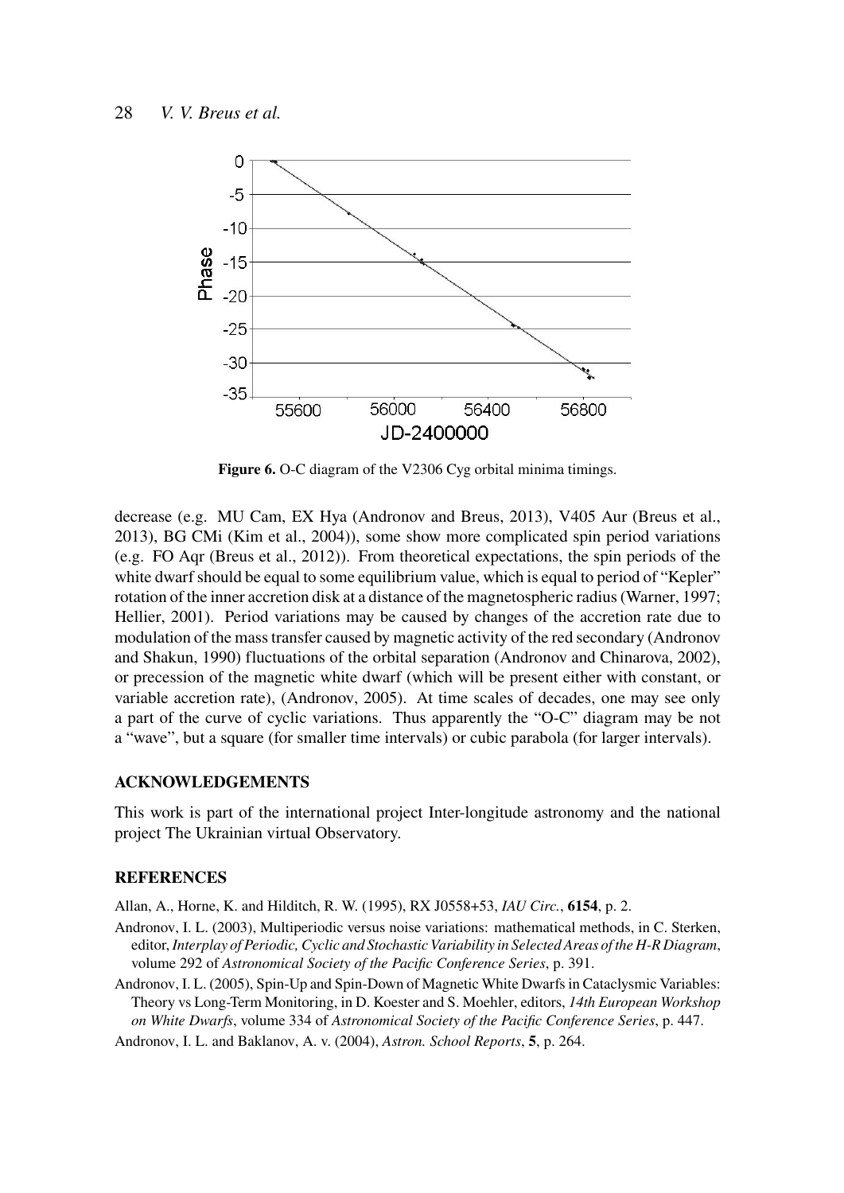**Figure 6.** O-C diagram of the V2306 Cyg orbital minima timings.

decrease (e.g. MU Cam, EX Hya (Andronov and Breus, 2013), V405 Aur (Breus et al., 2013), BG CMi (Kim et al., 2004)), some show more complicated spin period variations (e.g. FO Aqr (Breus et al., 2012)). From theoretical expectations, the spin periods of the white dwarf should be equal to some equilibrium value, which is equal to period of "Kepler" rotation of the inner accretion disk at a distance of the magnetospheric radius (Warner, 1997; Hellier, 2001). Period variations may be caused by changes of the accretion rate due to modulation of the mass transfer caused by magnetic activity of the red secondary (Andronov and Shakun, 1990) fluctuations of the orbital separation (Andronov and Chinarova, 2002), or precession of the magnetic white dwarf (which will be present either with constant, or variable accretion rate), (Andronov, 2005). At time scales of decades, one may see only a part of the curve of cyclic variations. Thus apparently the "O-C" diagram may be not a "wave", but a square (for smaller time intervals) or cubic parabola (for larger intervals).

## ACKNOWLEDGEMENTS

This work is part of the international project Inter-longitude astronomy and the national project The Ukrainian virtual Observatory.

## REFERENCES

Allan, A., Horne, K. and Hilditch, R. W. (1995), RX J0558+53, *IAU Circ.*, **6154**, p. 2.

Andronov, I. L. (2003), Multiperiodic versus noise variations: mathematical methods, in C. Sterken, editor, *Interplay of Periodic, Cyclic and Stochastic Variability in Selected Areas of the H-R Diagram*, volume 292 of *Astronomical Society of the Pacific Conference Series*, p. 391.

Andronov, I. L. (2005), Spin-Up and Spin-Down of Magnetic White Dwarfs in Cataclysmic Variables: Theory vs Long-Term Monitoring, in D. Koester and S. Moehler, editors, *14th European Workshop on White Dwarfs*, volume 334 of *Astronomical Society of the Pacific Conference Series*, p. 447.

Andronov, I. L. and Baklanov, A. v. (2004), *Astron. School Reports*, **5**, p. 264.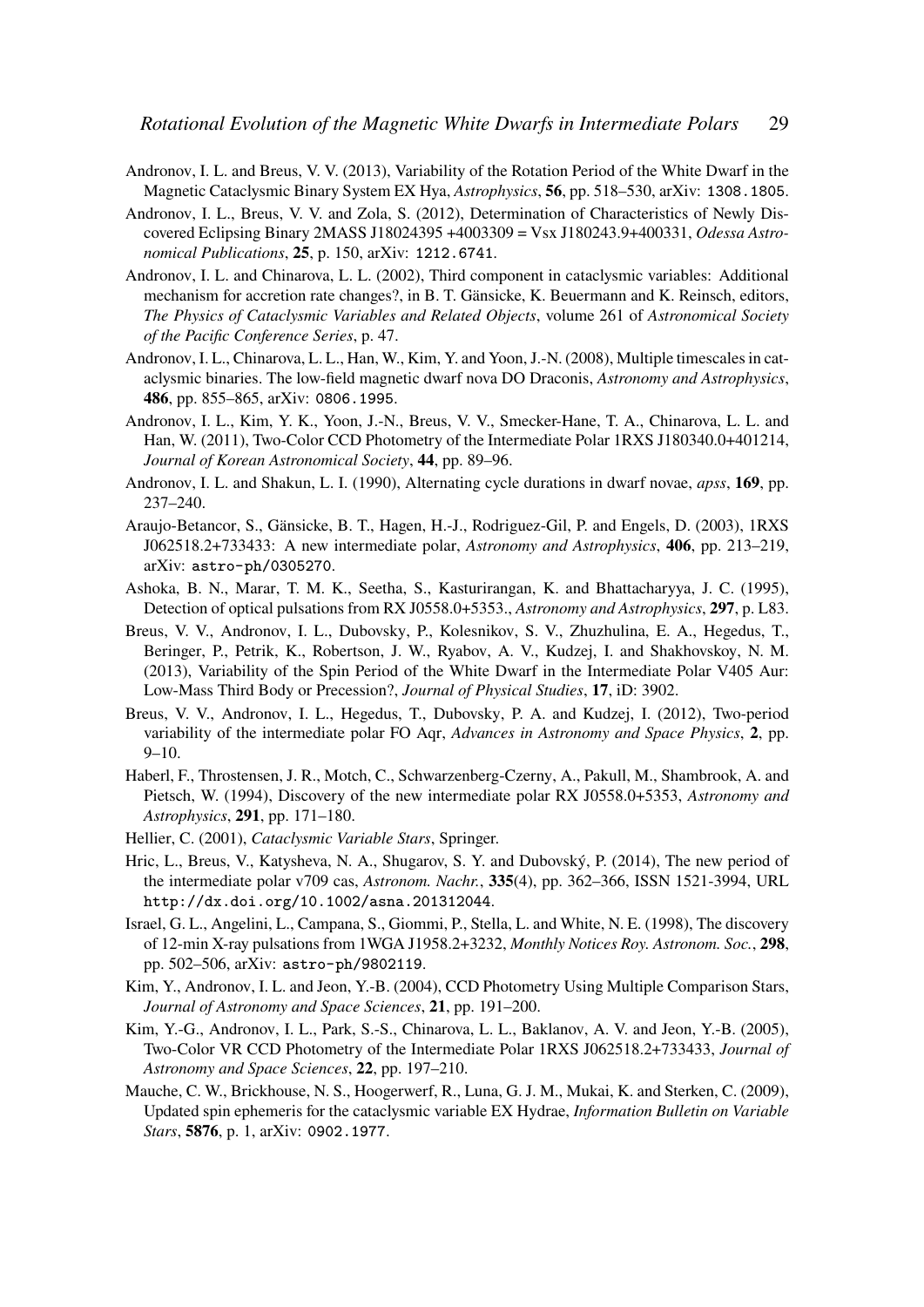Andronov, I. L. and Breus, V. V. (2013), Variability of the Rotation Period of the White Dwarf in the Magnetic Cataclysmic Binary System EX Hya, *Astrophysics*, **56**, pp. 518–530, arXiv: `1308.1805`.

Andronov, I. L., Breus, V. V. and Zola, S. (2012), Determination of Characteristics of Newly Discovered Eclipsing Binary 2MASS J18024395 +4003309 = Vsx J180243.9+400331, *Odessa Astronomical Publications*, **25**, p. 150, arXiv: `1212.6741`.

Andronov, I. L. and Chinarova, L. L. (2002), Third component in cataclysmic variables: Additional mechanism for accretion rate changes?, in B. T. Gänsicke, K. Beuermann and K. Reinsch, editors, *The Physics of Cataclysmic Variables and Related Objects*, volume 261 of *Astronomical Society of the Pacific Conference Series*, p. 47.

Andronov, I. L., Chinarova, L. L., Han, W., Kim, Y. and Yoon, J.-N. (2008), Multiple timescales in cataclysmic binaries. The low-field magnetic dwarf nova DO Draconis, *Astronomy and Astrophysics*, **486**, pp. 855–865, arXiv: `0806.1995`.

Andronov, I. L., Kim, Y. K., Yoon, J.-N., Breus, V. V., Smecker-Hane, T. A., Chinarova, L. L. and Han, W. (2011), Two-Color CCD Photometry of the Intermediate Polar 1RXS J180340.0+401214, *Journal of Korean Astronomical Society*, **44**, pp. 89–96.

Andronov, I. L. and Shakun, L. I. (1990), Alternating cycle durations in dwarf novae, *apss*, **169**, pp. 237–240.

Araujo-Betancor, S., Gänsicke, B. T., Hagen, H.-J., Rodriguez-Gil, P. and Engels, D. (2003), 1RXS J062518.2+733433: A new intermediate polar, *Astronomy and Astrophysics*, **406**, pp. 213–219, arXiv: `astro-ph/0305270`.

Ashoka, B. N., Marar, T. M. K., Seetha, S., Kasturirangan, K. and Bhattacharyya, J. C. (1995), Detection of optical pulsations from RX J0558.0+5353., *Astronomy and Astrophysics*, **297**, p. L83.

Breus, V. V., Andronov, I. L., Dubovsky, P., Kolesnikov, S. V., Zhuzhulina, E. A., Hegedus, T., Beringer, P., Petrik, K., Robertson, J. W., Ryabov, A. V., Kudzej, I. and Shakhovskoy, N. M. (2013), Variability of the Spin Period of the White Dwarf in the Intermediate Polar V405 Aur: Low-Mass Third Body or Precession?, *Journal of Physical Studies*, **17**, iD: 3902.

Breus, V. V., Andronov, I. L., Hegedus, T., Dubovsky, P. A. and Kudzej, I. (2012), Two-period variability of the intermediate polar FO Aqr, *Advances in Astronomy and Space Physics*, **2**, pp. 9–10.

Haberl, F., Throstensen, J. R., Motch, C., Schwarzenberg-Czerny, A., Pakull, M., Shambrook, A. and Pietsch, W. (1994), Discovery of the new intermediate polar RX J0558.0+5353, *Astronomy and Astrophysics*, **291**, pp. 171–180.

Hellier, C. (2001), *Cataclysmic Variable Stars*, Springer.

Hric, L., Breus, V., Katysheva, N. A., Shugarov, S. Y. and Dubovský, P. (2014), The new period of the intermediate polar v709 cas, *Astronom. Nachr.*, **335**(4), pp. 362–366, ISSN 1521-3994, URL `http://dx.doi.org/10.1002/asna.201312044`.

Israel, G. L., Angelini, L., Campana, S., Giommi, P., Stella, L. and White, N. E. (1998), The discovery of 12-min X-ray pulsations from 1WGA J1958.2+3232, *Monthly Notices Roy. Astronom. Soc.*, **298**, pp. 502–506, arXiv: `astro-ph/9802119`.

Kim, Y., Andronov, I. L. and Jeon, Y.-B. (2004), CCD Photometry Using Multiple Comparison Stars, *Journal of Astronomy and Space Sciences*, **21**, pp. 191–200.

Kim, Y.-G., Andronov, I. L., Park, S.-S., Chinarova, L. L., Baklanov, A. V. and Jeon, Y.-B. (2005), Two-Color VR CCD Photometry of the Intermediate Polar 1RXS J062518.2+733433, *Journal of Astronomy and Space Sciences*, **22**, pp. 197–210.

Mauche, C. W., Brickhouse, N. S., Hoogerwerf, R., Luna, G. J. M., Mukai, K. and Sterken, C. (2009), Updated spin ephemeris for the cataclysmic variable EX Hydrae, *Information Bulletin on Variable Stars*, **5876**, p. 1, arXiv: `0902.1977`.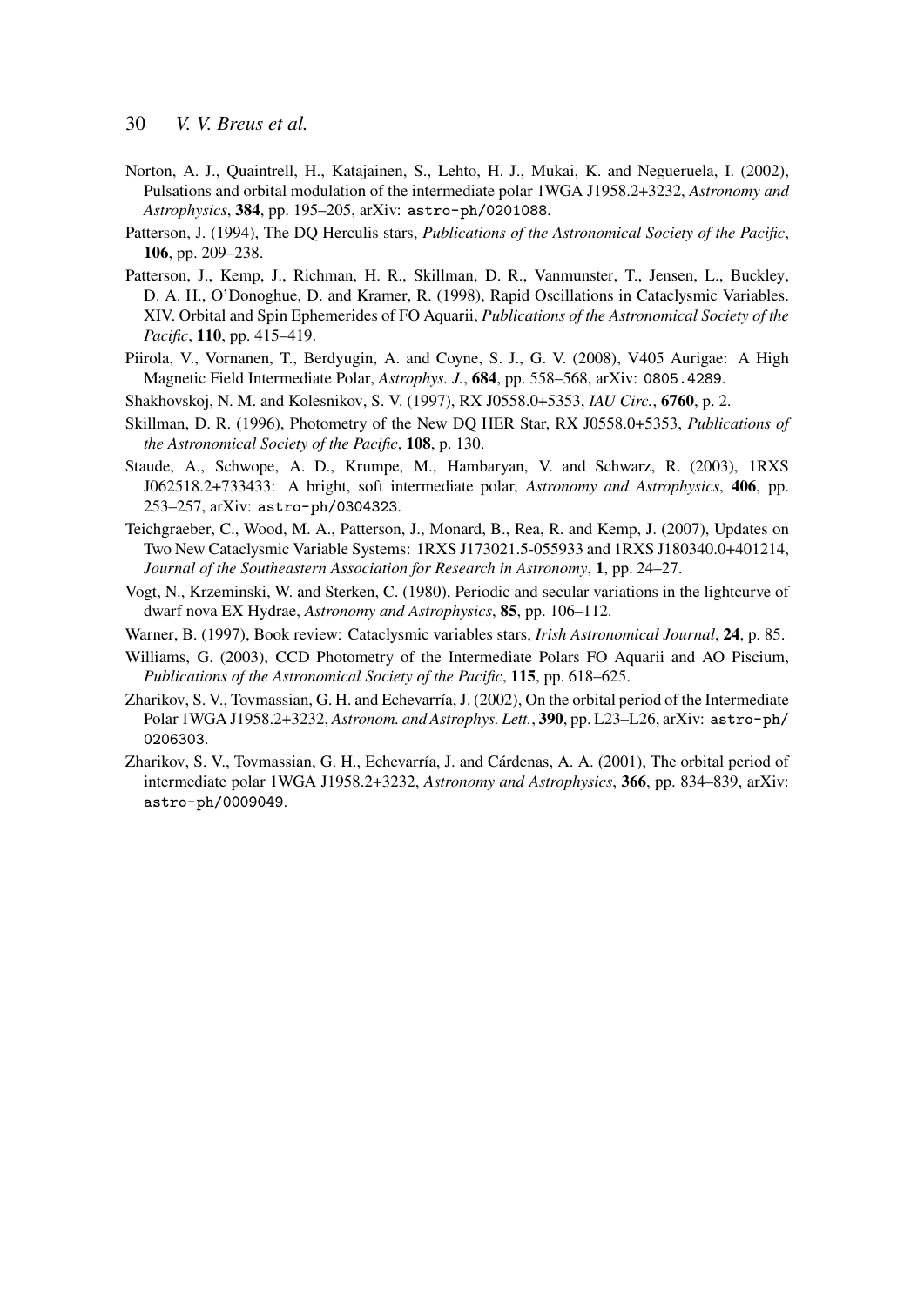Norton, A. J., Quaintrell, H., Katajainen, S., Lehto, H. J., Mukai, K. and Negueruela, I. (2002), Pulsations and orbital modulation of the intermediate polar 1WGA J1958.2+3232, *Astronomy and Astrophysics*, **384**, pp. 195–205, arXiv: `astro-ph/0201088`.

Patterson, J. (1994), The DQ Herculis stars, *Publications of the Astronomical Society of the Pacific*, **106**, pp. 209–238.

Patterson, J., Kemp, J., Richman, H. R., Skillman, D. R., Vanmunster, T., Jensen, L., Buckley, D. A. H., O'Donoghue, D. and Kramer, R. (1998), Rapid Oscillations in Cataclysmic Variables. XIV. Orbital and Spin Ephemerides of FO Aquarii, *Publications of the Astronomical Society of the Pacific*, **110**, pp. 415–419.

Piirola, V., Vornanen, T., Berdyugin, A. and Coyne, S. J., G. V. (2008), V405 Aurigae: A High Magnetic Field Intermediate Polar, *Astrophys. J.*, **684**, pp. 558–568, arXiv: `0805.4289`.

Shakhovskoj, N. M. and Kolesnikov, S. V. (1997), RX J0558.0+5353, *IAU Circ.*, **6760**, p. 2.

Skillman, D. R. (1996), Photometry of the New DQ HER Star, RX J0558.0+5353, *Publications of the Astronomical Society of the Pacific*, **108**, p. 130.

Staude, A., Schwope, A. D., Krumpe, M., Hambaryan, V. and Schwarz, R. (2003), 1RXS J062518.2+733433: A bright, soft intermediate polar, *Astronomy and Astrophysics*, **406**, pp. 253–257, arXiv: `astro-ph/0304323`.

Teichgraeber, C., Wood, M. A., Patterson, J., Monard, B., Rea, R. and Kemp, J. (2007), Updates on Two New Cataclysmic Variable Systems: 1RXS J173021.5-055933 and 1RXS J180340.0+401214, *Journal of the Southeastern Association for Research in Astronomy*, **1**, pp. 24–27.

Vogt, N., Krzeminski, W. and Sterken, C. (1980), Periodic and secular variations in the lightcurve of dwarf nova EX Hydrae, *Astronomy and Astrophysics*, **85**, pp. 106–112.

Warner, B. (1997), Book review: Cataclysmic variables stars, *Irish Astronomical Journal*, **24**, p. 85.

Williams, G. (2003), CCD Photometry of the Intermediate Polars FO Aquarii and AO Piscium, *Publications of the Astronomical Society of the Pacific*, **115**, pp. 618–625.

Zharikov, S. V., Tovmassian, G. H. and Echevarría, J. (2002), On the orbital period of the Intermediate Polar 1WGA J1958.2+3232, *Astronom. and Astrophys. Lett.*, **390**, pp. L23–L26, arXiv: `astro-ph/0206303`.

Zharikov, S. V., Tovmassian, G. H., Echevarría, J. and Cárdenas, A. A. (2001), The orbital period of intermediate polar 1WGA J1958.2+3232, *Astronomy and Astrophysics*, **366**, pp. 834–839, arXiv: `astro-ph/0009049`.